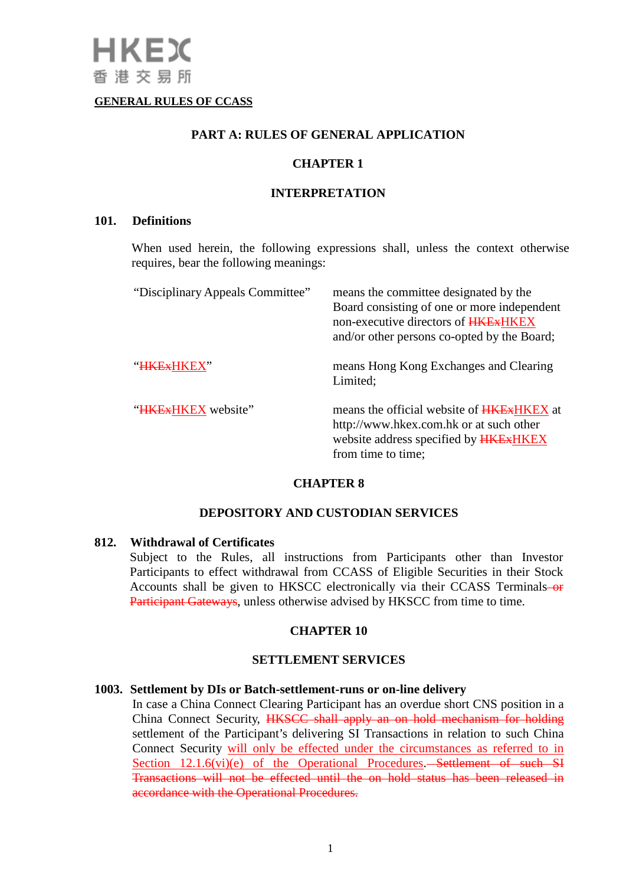**GENERAL RULES OF CCASS**

## PART A: RULES OF GENERAL APPLICATION

## CHAPTER 1

## INTERPRETATION

### 101. Definitions

When used herein, the following expressions shall, unless the context otherwise requires, bear the following meanings:

| | |
|---|---|
| "Disciplinary Appeals Committee" | means the committee designated by the Board consisting of one or more independent non-executive directors of ~~HKEx~~HKEX and/or other persons co-opted by the Board; |
| "~~HKEx~~HKEX" | means Hong Kong Exchanges and Clearing Limited; |
| "~~HKEx~~HKEX website" | means the official website of ~~HKEx~~HKEX at http://www.hkex.com.hk or at such other website address specified by ~~HKEx~~HKEX from time to time; |

## CHAPTER 8

## DEPOSITORY AND CUSTODIAN SERVICES

### 812. Withdrawal of Certificates

Subject to the Rules, all instructions from Participants other than Investor Participants to effect withdrawal from CCASS of Eligible Securities in their Stock Accounts shall be given to HKSCC electronically via their CCASS Terminals~~ or Participant Gateways~~, unless otherwise advised by HKSCC from time to time.

## CHAPTER 10

## SETTLEMENT SERVICES

### 1003. Settlement by DIs or Batch-settlement-runs or on-line delivery

In case a China Connect Clearing Participant has an overdue short CNS position in a China Connect Security, ~~HKSCC shall apply an on hold mechanism for holding~~ settlement of the Participant's delivering SI Transactions in relation to such China Connect Security will only be effected under the circumstances as referred to in Section 12.1.6(vi)(e) of the Operational Procedures.~~ Settlement of such SI Transactions will not be effected until the on hold status has been released in accordance with the Operational Procedures.~~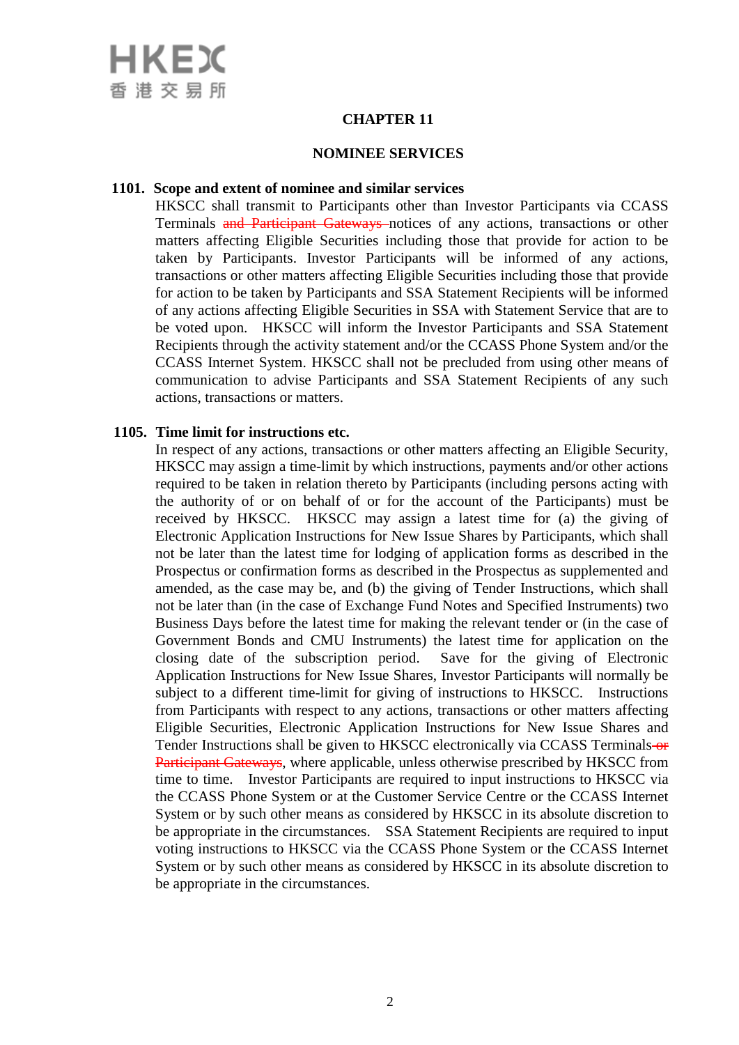# CHAPTER 11

## NOMINEE SERVICES

**1101. Scope and extent of nominee and similar services**

HKSCC shall transmit to Participants other than Investor Participants via CCASS Terminals ~~and Participant Gateways~~ notices of any actions, transactions or other matters affecting Eligible Securities including those that provide for action to be taken by Participants. Investor Participants will be informed of any actions, transactions or other matters affecting Eligible Securities including those that provide for action to be taken by Participants and SSA Statement Recipients will be informed of any actions affecting Eligible Securities in SSA with Statement Service that are to be voted upon. HKSCC will inform the Investor Participants and SSA Statement Recipients through the activity statement and/or the CCASS Phone System and/or the CCASS Internet System. HKSCC shall not be precluded from using other means of communication to advise Participants and SSA Statement Recipients of any such actions, transactions or matters.

**1105. Time limit for instructions etc.**

In respect of any actions, transactions or other matters affecting an Eligible Security, HKSCC may assign a time-limit by which instructions, payments and/or other actions required to be taken in relation thereto by Participants (including persons acting with the authority of or on behalf of or for the account of the Participants) must be received by HKSCC. HKSCC may assign a latest time for (a) the giving of Electronic Application Instructions for New Issue Shares by Participants, which shall not be later than the latest time for lodging of application forms as described in the Prospectus or confirmation forms as described in the Prospectus as supplemented and amended, as the case may be, and (b) the giving of Tender Instructions, which shall not be later than (in the case of Exchange Fund Notes and Specified Instruments) two Business Days before the latest time for making the relevant tender or (in the case of Government Bonds and CMU Instruments) the latest time for application on the closing date of the subscription period. Save for the giving of Electronic Application Instructions for New Issue Shares, Investor Participants will normally be subject to a different time-limit for giving of instructions to HKSCC. Instructions from Participants with respect to any actions, transactions or other matters affecting Eligible Securities, Electronic Application Instructions for New Issue Shares and Tender Instructions shall be given to HKSCC electronically via CCASS Terminals ~~or Participant Gateways~~, where applicable, unless otherwise prescribed by HKSCC from time to time. Investor Participants are required to input instructions to HKSCC via the CCASS Phone System or at the Customer Service Centre or the CCASS Internet System or by such other means as considered by HKSCC in its absolute discretion to be appropriate in the circumstances. SSA Statement Recipients are required to input voting instructions to HKSCC via the CCASS Phone System or the CCASS Internet System or by such other means as considered by HKSCC in its absolute discretion to be appropriate in the circumstances.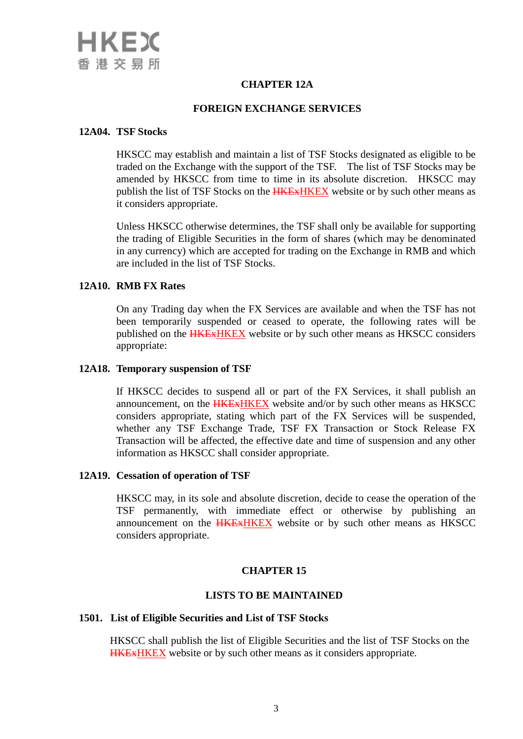## CHAPTER 12A

## FOREIGN EXCHANGE SERVICES

### 12A04. TSF Stocks

HKSCC may establish and maintain a list of TSF Stocks designated as eligible to be traded on the Exchange with the support of the TSF. The list of TSF Stocks may be amended by HKSCC from time to time in its absolute discretion. HKSCC may publish the list of TSF Stocks on the ~~HKEx~~HKEX website or by such other means as it considers appropriate.

Unless HKSCC otherwise determines, the TSF shall only be available for supporting the trading of Eligible Securities in the form of shares (which may be denominated in any currency) which are accepted for trading on the Exchange in RMB and which are included in the list of TSF Stocks.

### 12A10. RMB FX Rates

On any Trading day when the FX Services are available and when the TSF has not been temporarily suspended or ceased to operate, the following rates will be published on the ~~HKEx~~HKEX website or by such other means as HKSCC considers appropriate:

### 12A18. Temporary suspension of TSF

If HKSCC decides to suspend all or part of the FX Services, it shall publish an announcement, on the ~~HKEx~~HKEX website and/or by such other means as HKSCC considers appropriate, stating which part of the FX Services will be suspended, whether any TSF Exchange Trade, TSF FX Transaction or Stock Release FX Transaction will be affected, the effective date and time of suspension and any other information as HKSCC shall consider appropriate.

### 12A19. Cessation of operation of TSF

HKSCC may, in its sole and absolute discretion, decide to cease the operation of the TSF permanently, with immediate effect or otherwise by publishing an announcement on the ~~HKEx~~HKEX website or by such other means as HKSCC considers appropriate.

## CHAPTER 15

## LISTS TO BE MAINTAINED

### 1501. List of Eligible Securities and List of TSF Stocks

HKSCC shall publish the list of Eligible Securities and the list of TSF Stocks on the ~~HKEx~~HKEX website or by such other means as it considers appropriate.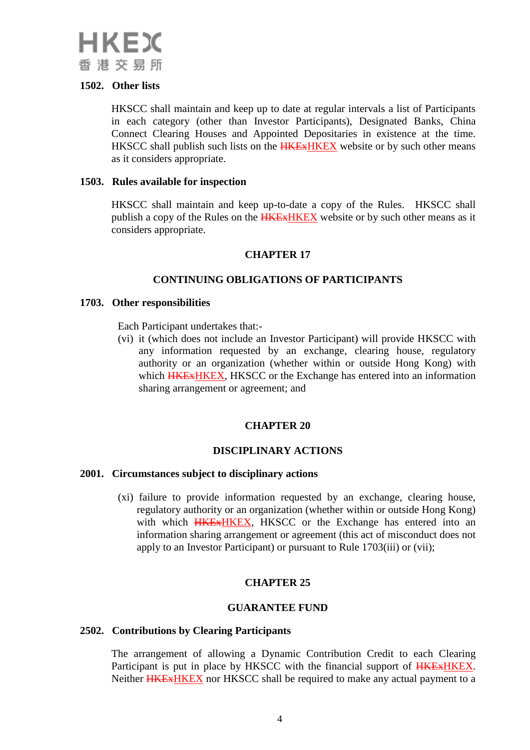**1502. Other lists**

HKSCC shall maintain and keep up to date at regular intervals a list of Participants in each category (other than Investor Participants), Designated Banks, China Connect Clearing Houses and Appointed Depositaries in existence at the time. HKSCC shall publish such lists on the ~~HKEx~~HKEX website or by such other means as it considers appropriate.

**1503. Rules available for inspection**

HKSCC shall maintain and keep up-to-date a copy of the Rules. HKSCC shall publish a copy of the Rules on the ~~HKEx~~HKEX website or by such other means as it considers appropriate.

## CHAPTER 17

## CONTINUING OBLIGATIONS OF PARTICIPANTS

**1703. Other responsibilities**

Each Participant undertakes that:-

(vi) it (which does not include an Investor Participant) will provide HKSCC with any information requested by an exchange, clearing house, regulatory authority or an organization (whether within or outside Hong Kong) with which ~~HKEx~~HKEX, HKSCC or the Exchange has entered into an information sharing arrangement or agreement; and

## CHAPTER 20

## DISCIPLINARY ACTIONS

**2001. Circumstances subject to disciplinary actions**

(xi) failure to provide information requested by an exchange, clearing house, regulatory authority or an organization (whether within or outside Hong Kong) with which ~~HKEx~~HKEX, HKSCC or the Exchange has entered into an information sharing arrangement or agreement (this act of misconduct does not apply to an Investor Participant) or pursuant to Rule 1703(iii) or (vii);

## CHAPTER 25

## GUARANTEE FUND

**2502. Contributions by Clearing Participants**

The arrangement of allowing a Dynamic Contribution Credit to each Clearing Participant is put in place by HKSCC with the financial support of ~~HKEx~~HKEX. Neither ~~HKEx~~HKEX nor HKSCC shall be required to make any actual payment to a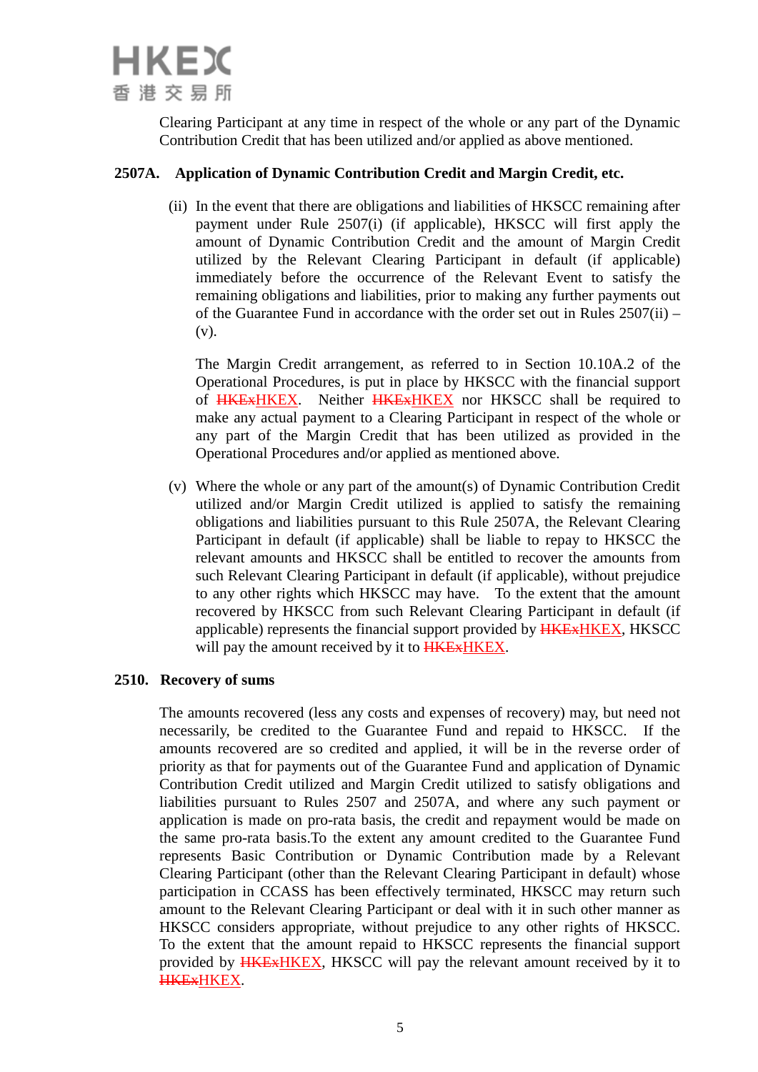Clearing Participant at any time in respect of the whole or any part of the Dynamic Contribution Credit that has been utilized and/or applied as above mentioned.

**2507A. Application of Dynamic Contribution Credit and Margin Credit, etc.**

(ii) In the event that there are obligations and liabilities of HKSCC remaining after payment under Rule 2507(i) (if applicable), HKSCC will first apply the amount of Dynamic Contribution Credit and the amount of Margin Credit utilized by the Relevant Clearing Participant in default (if applicable) immediately before the occurrence of the Relevant Event to satisfy the remaining obligations and liabilities, prior to making any further payments out of the Guarantee Fund in accordance with the order set out in Rules 2507(ii) – (v).

The Margin Credit arrangement, as referred to in Section 10.10A.2 of the Operational Procedures, is put in place by HKSCC with the financial support of ~~HKEx~~HKEX. Neither ~~HKEx~~HKEX nor HKSCC shall be required to make any actual payment to a Clearing Participant in respect of the whole or any part of the Margin Credit that has been utilized as provided in the Operational Procedures and/or applied as mentioned above.

(v) Where the whole or any part of the amount(s) of Dynamic Contribution Credit utilized and/or Margin Credit utilized is applied to satisfy the remaining obligations and liabilities pursuant to this Rule 2507A, the Relevant Clearing Participant in default (if applicable) shall be liable to repay to HKSCC the relevant amounts and HKSCC shall be entitled to recover the amounts from such Relevant Clearing Participant in default (if applicable), without prejudice to any other rights which HKSCC may have. To the extent that the amount recovered by HKSCC from such Relevant Clearing Participant in default (if applicable) represents the financial support provided by ~~HKEx~~HKEX, HKSCC will pay the amount received by it to ~~HKEx~~HKEX.

**2510. Recovery of sums**

The amounts recovered (less any costs and expenses of recovery) may, but need not necessarily, be credited to the Guarantee Fund and repaid to HKSCC. If the amounts recovered are so credited and applied, it will be in the reverse order of priority as that for payments out of the Guarantee Fund and application of Dynamic Contribution Credit utilized and Margin Credit utilized to satisfy obligations and liabilities pursuant to Rules 2507 and 2507A, and where any such payment or application is made on pro-rata basis, the credit and repayment would be made on the same pro-rata basis.To the extent any amount credited to the Guarantee Fund represents Basic Contribution or Dynamic Contribution made by a Relevant Clearing Participant (other than the Relevant Clearing Participant in default) whose participation in CCASS has been effectively terminated, HKSCC may return such amount to the Relevant Clearing Participant or deal with it in such other manner as HKSCC considers appropriate, without prejudice to any other rights of HKSCC. To the extent that the amount repaid to HKSCC represents the financial support provided by ~~HKEx~~HKEX, HKSCC will pay the relevant amount received by it to ~~HKEx~~HKEX.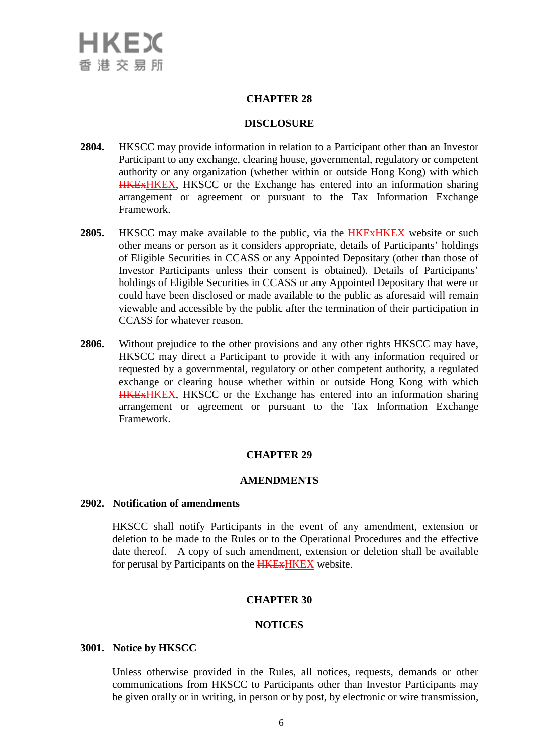## CHAPTER 28

## DISCLOSURE

**2804.** HKSCC may provide information in relation to a Participant other than an Investor Participant to any exchange, clearing house, governmental, regulatory or competent authority or any organization (whether within or outside Hong Kong) with which ~~HKEx~~HKEX, HKSCC or the Exchange has entered into an information sharing arrangement or agreement or pursuant to the Tax Information Exchange Framework.

**2805.** HKSCC may make available to the public, via the ~~HKEx~~HKEX website or such other means or person as it considers appropriate, details of Participants' holdings of Eligible Securities in CCASS or any Appointed Depositary (other than those of Investor Participants unless their consent is obtained). Details of Participants' holdings of Eligible Securities in CCASS or any Appointed Depositary that were or could have been disclosed or made available to the public as aforesaid will remain viewable and accessible by the public after the termination of their participation in CCASS for whatever reason.

**2806.** Without prejudice to the other provisions and any other rights HKSCC may have, HKSCC may direct a Participant to provide it with any information required or requested by a governmental, regulatory or other competent authority, a regulated exchange or clearing house whether within or outside Hong Kong with which ~~HKEx~~HKEX, HKSCC or the Exchange has entered into an information sharing arrangement or agreement or pursuant to the Tax Information Exchange Framework.

## CHAPTER 29

## AMENDMENTS

**2902. Notification of amendments**

HKSCC shall notify Participants in the event of any amendment, extension or deletion to be made to the Rules or to the Operational Procedures and the effective date thereof. A copy of such amendment, extension or deletion shall be available for perusal by Participants on the ~~HKEx~~HKEX website.

## CHAPTER 30

## NOTICES

**3001. Notice by HKSCC**

Unless otherwise provided in the Rules, all notices, requests, demands or other communications from HKSCC to Participants other than Investor Participants may be given orally or in writing, in person or by post, by electronic or wire transmission,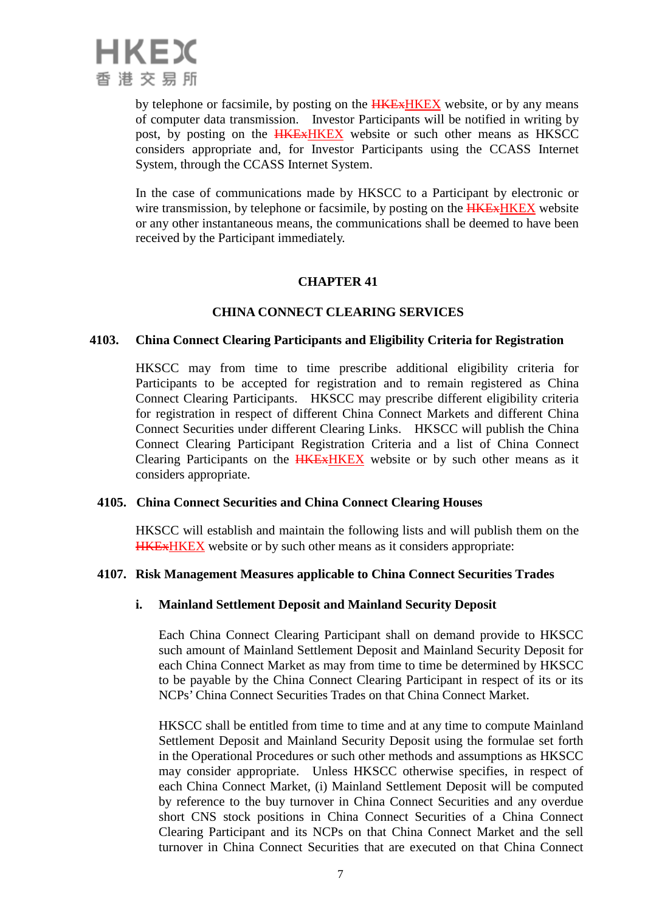by telephone or facsimile, by posting on the ~~HKEx~~HKEX website, or by any means of computer data transmission. Investor Participants will be notified in writing by post, by posting on the ~~HKEx~~HKEX website or such other means as HKSCC considers appropriate and, for Investor Participants using the CCASS Internet System, through the CCASS Internet System.

In the case of communications made by HKSCC to a Participant by electronic or wire transmission, by telephone or facsimile, by posting on the ~~HKEx~~HKEX website or any other instantaneous means, the communications shall be deemed to have been received by the Participant immediately.

## CHAPTER 41

## CHINA CONNECT CLEARING SERVICES

### 4103. China Connect Clearing Participants and Eligibility Criteria for Registration

HKSCC may from time to time prescribe additional eligibility criteria for Participants to be accepted for registration and to remain registered as China Connect Clearing Participants. HKSCC may prescribe different eligibility criteria for registration in respect of different China Connect Markets and different China Connect Securities under different Clearing Links. HKSCC will publish the China Connect Clearing Participant Registration Criteria and a list of China Connect Clearing Participants on the ~~HKEx~~HKEX website or by such other means as it considers appropriate.

### 4105. China Connect Securities and China Connect Clearing Houses

HKSCC will establish and maintain the following lists and will publish them on the ~~HKEx~~HKEX website or by such other means as it considers appropriate:

### 4107. Risk Management Measures applicable to China Connect Securities Trades

#### i. Mainland Settlement Deposit and Mainland Security Deposit

Each China Connect Clearing Participant shall on demand provide to HKSCC such amount of Mainland Settlement Deposit and Mainland Security Deposit for each China Connect Market as may from time to time be determined by HKSCC to be payable by the China Connect Clearing Participant in respect of its or its NCPs' China Connect Securities Trades on that China Connect Market.

HKSCC shall be entitled from time to time and at any time to compute Mainland Settlement Deposit and Mainland Security Deposit using the formulae set forth in the Operational Procedures or such other methods and assumptions as HKSCC may consider appropriate. Unless HKSCC otherwise specifies, in respect of each China Connect Market, (i) Mainland Settlement Deposit will be computed by reference to the buy turnover in China Connect Securities and any overdue short CNS stock positions in China Connect Securities of a China Connect Clearing Participant and its NCPs on that China Connect Market and the sell turnover in China Connect Securities that are executed on that China Connect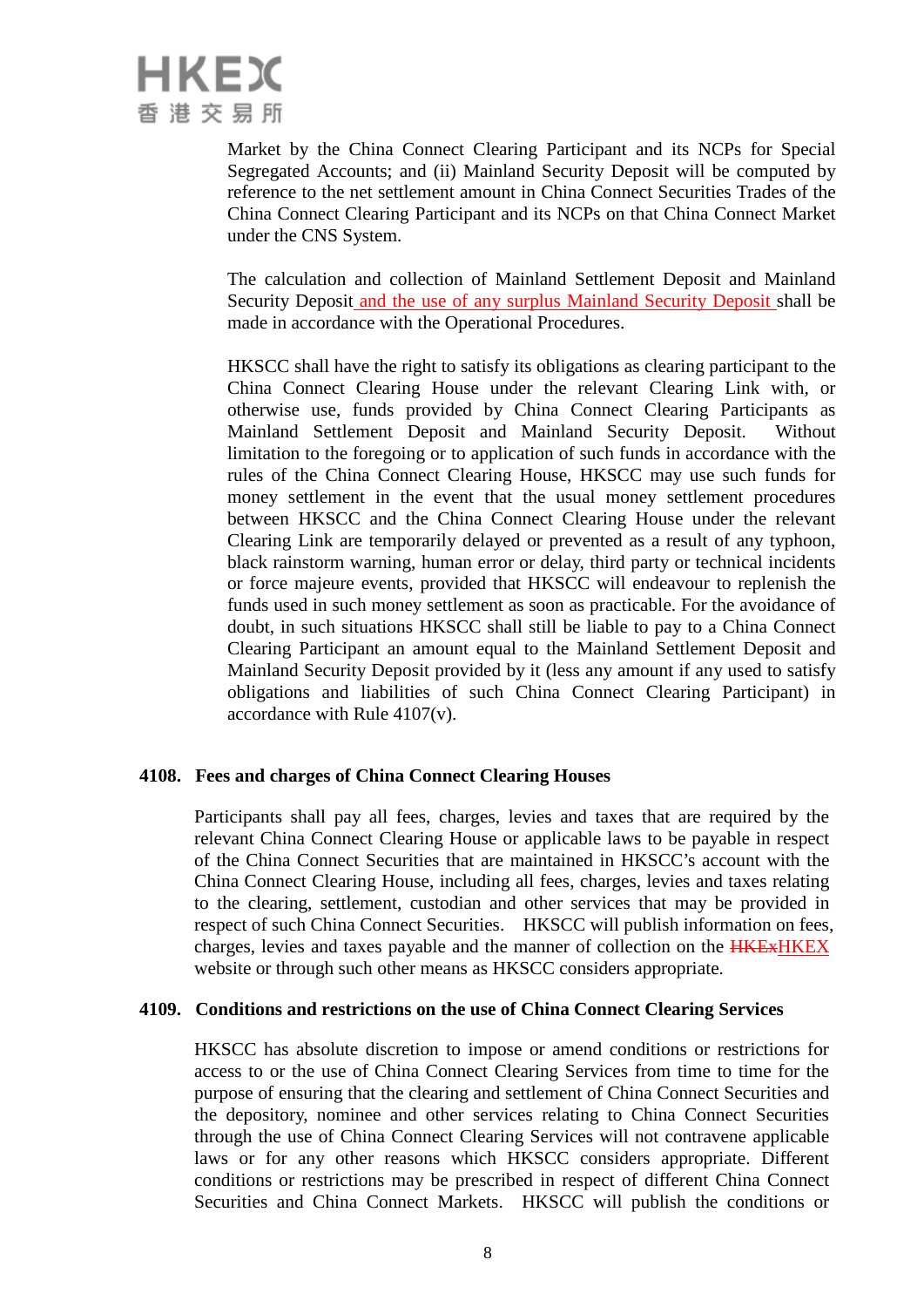Market by the China Connect Clearing Participant and its NCPs for Special Segregated Accounts; and (ii) Mainland Security Deposit will be computed by reference to the net settlement amount in China Connect Securities Trades of the China Connect Clearing Participant and its NCPs on that China Connect Market under the CNS System.

The calculation and collection of Mainland Settlement Deposit and Mainland Security Deposit and the use of any surplus Mainland Security Deposit shall be made in accordance with the Operational Procedures.

HKSCC shall have the right to satisfy its obligations as clearing participant to the China Connect Clearing House under the relevant Clearing Link with, or otherwise use, funds provided by China Connect Clearing Participants as Mainland Settlement Deposit and Mainland Security Deposit. Without limitation to the foregoing or to application of such funds in accordance with the rules of the China Connect Clearing House, HKSCC may use such funds for money settlement in the event that the usual money settlement procedures between HKSCC and the China Connect Clearing House under the relevant Clearing Link are temporarily delayed or prevented as a result of any typhoon, black rainstorm warning, human error or delay, third party or technical incidents or force majeure events, provided that HKSCC will endeavour to replenish the funds used in such money settlement as soon as practicable. For the avoidance of doubt, in such situations HKSCC shall still be liable to pay to a China Connect Clearing Participant an amount equal to the Mainland Settlement Deposit and Mainland Security Deposit provided by it (less any amount if any used to satisfy obligations and liabilities of such China Connect Clearing Participant) in accordance with Rule 4107(v).

**4108. Fees and charges of China Connect Clearing Houses**

Participants shall pay all fees, charges, levies and taxes that are required by the relevant China Connect Clearing House or applicable laws to be payable in respect of the China Connect Securities that are maintained in HKSCC's account with the China Connect Clearing House, including all fees, charges, levies and taxes relating to the clearing, settlement, custodian and other services that may be provided in respect of such China Connect Securities. HKSCC will publish information on fees, charges, levies and taxes payable and the manner of collection on the ~~HKEx~~HKEX website or through such other means as HKSCC considers appropriate.

**4109. Conditions and restrictions on the use of China Connect Clearing Services**

HKSCC has absolute discretion to impose or amend conditions or restrictions for access to or the use of China Connect Clearing Services from time to time for the purpose of ensuring that the clearing and settlement of China Connect Securities and the depository, nominee and other services relating to China Connect Securities through the use of China Connect Clearing Services will not contravene applicable laws or for any other reasons which HKSCC considers appropriate. Different conditions or restrictions may be prescribed in respect of different China Connect Securities and China Connect Markets. HKSCC will publish the conditions or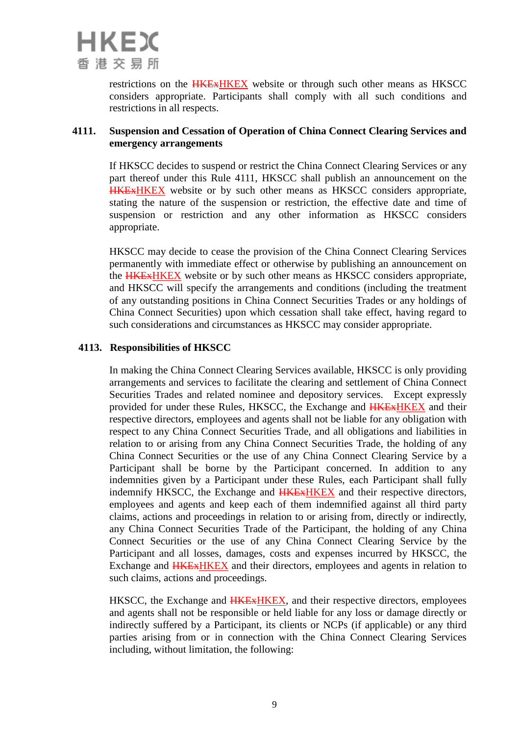restrictions on the ~~HKEx~~HKEX website or through such other means as HKSCC considers appropriate. Participants shall comply with all such conditions and restrictions in all respects.

**4111. Suspension and Cessation of Operation of China Connect Clearing Services and emergency arrangements**

If HKSCC decides to suspend or restrict the China Connect Clearing Services or any part thereof under this Rule 4111, HKSCC shall publish an announcement on the ~~HKEx~~HKEX website or by such other means as HKSCC considers appropriate, stating the nature of the suspension or restriction, the effective date and time of suspension or restriction and any other information as HKSCC considers appropriate.

HKSCC may decide to cease the provision of the China Connect Clearing Services permanently with immediate effect or otherwise by publishing an announcement on the ~~HKEx~~HKEX website or by such other means as HKSCC considers appropriate, and HKSCC will specify the arrangements and conditions (including the treatment of any outstanding positions in China Connect Securities Trades or any holdings of China Connect Securities) upon which cessation shall take effect, having regard to such considerations and circumstances as HKSCC may consider appropriate.

**4113. Responsibilities of HKSCC**

In making the China Connect Clearing Services available, HKSCC is only providing arrangements and services to facilitate the clearing and settlement of China Connect Securities Trades and related nominee and depository services. Except expressly provided for under these Rules, HKSCC, the Exchange and ~~HKEx~~HKEX and their respective directors, employees and agents shall not be liable for any obligation with respect to any China Connect Securities Trade, and all obligations and liabilities in relation to or arising from any China Connect Securities Trade, the holding of any China Connect Securities or the use of any China Connect Clearing Service by a Participant shall be borne by the Participant concerned. In addition to any indemnities given by a Participant under these Rules, each Participant shall fully indemnify HKSCC, the Exchange and ~~HKEx~~HKEX and their respective directors, employees and agents and keep each of them indemnified against all third party claims, actions and proceedings in relation to or arising from, directly or indirectly, any China Connect Securities Trade of the Participant, the holding of any China Connect Securities or the use of any China Connect Clearing Service by the Participant and all losses, damages, costs and expenses incurred by HKSCC, the Exchange and ~~HKEx~~HKEX and their directors, employees and agents in relation to such claims, actions and proceedings.

HKSCC, the Exchange and ~~HKEx~~HKEX, and their respective directors, employees and agents shall not be responsible or held liable for any loss or damage directly or indirectly suffered by a Participant, its clients or NCPs (if applicable) or any third parties arising from or in connection with the China Connect Clearing Services including, without limitation, the following: